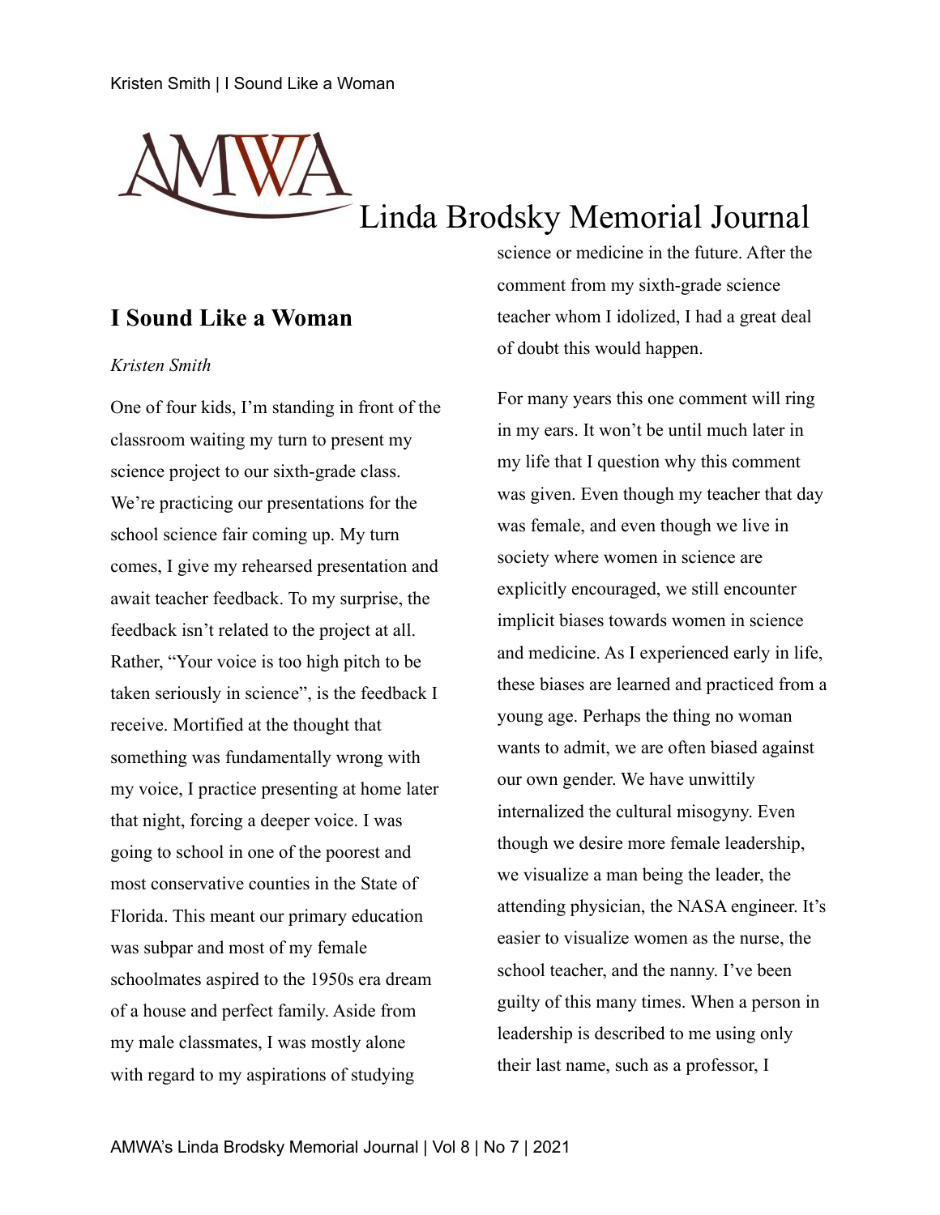# Linda Brodsky Memorial Journal

## I Sound Like a Woman

*Kristen Smith*

One of four kids, I'm standing in front of the classroom waiting my turn to present my science project to our sixth-grade class. We're practicing our presentations for the school science fair coming up. My turn comes, I give my rehearsed presentation and await teacher feedback. To my surprise, the feedback isn't related to the project at all. Rather, "Your voice is too high pitch to be taken seriously in science", is the feedback I receive. Mortified at the thought that something was fundamentally wrong with my voice, I practice presenting at home later that night, forcing a deeper voice. I was going to school in one of the poorest and most conservative counties in the State of Florida. This meant our primary education was subpar and most of my female schoolmates aspired to the 1950s era dream of a house and perfect family. Aside from my male classmates, I was mostly alone with regard to my aspirations of studying science or medicine in the future. After the comment from my sixth-grade science teacher whom I idolized, I had a great deal of doubt this would happen.

For many years this one comment will ring in my ears. It won't be until much later in my life that I question why this comment was given. Even though my teacher that day was female, and even though we live in society where women in science are explicitly encouraged, we still encounter implicit biases towards women in science and medicine. As I experienced early in life, these biases are learned and practiced from a young age. Perhaps the thing no woman wants to admit, we are often biased against our own gender. We have unwittily internalized the cultural misogyny. Even though we desire more female leadership, we visualize a man being the leader, the attending physician, the NASA engineer. It's easier to visualize women as the nurse, the school teacher, and the nanny. I've been guilty of this many times. When a person in leadership is described to me using only their last name, such as a professor, I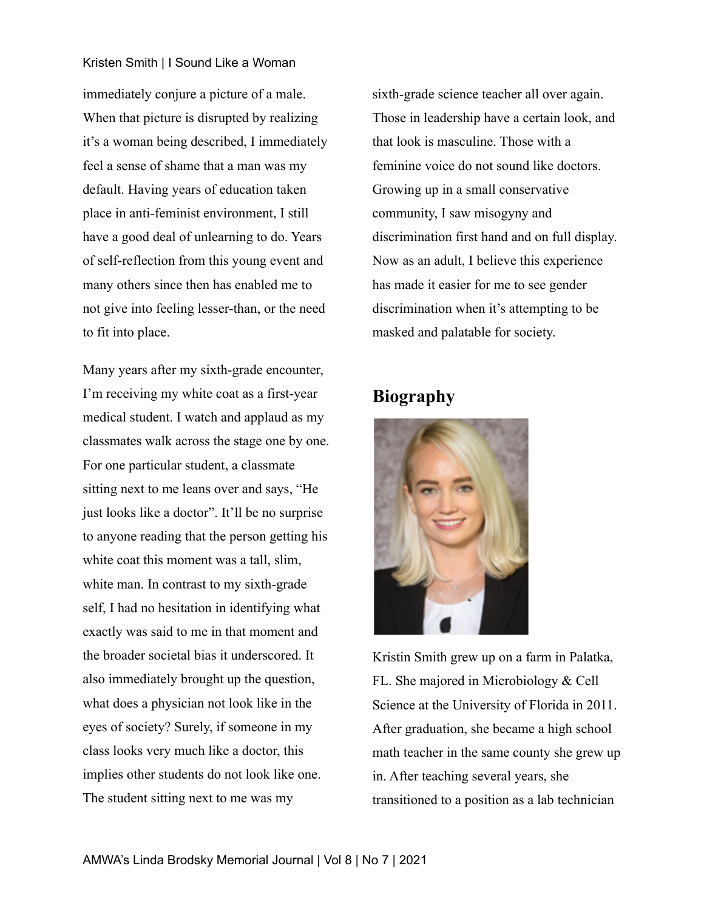immediately conjure a picture of a male. When that picture is disrupted by realizing it's a woman being described, I immediately feel a sense of shame that a man was my default. Having years of education taken place in anti-feminist environment, I still have a good deal of unlearning to do. Years of self-reflection from this young event and many others since then has enabled me to not give into feeling lesser-than, or the need to fit into place.

Many years after my sixth-grade encounter, I'm receiving my white coat as a first-year medical student. I watch and applaud as my classmates walk across the stage one by one. For one particular student, a classmate sitting next to me leans over and says, "He just looks like a doctor". It'll be no surprise to anyone reading that the person getting his white coat this moment was a tall, slim, white man. In contrast to my sixth-grade self, I had no hesitation in identifying what exactly was said to me in that moment and the broader societal bias it underscored. It also immediately brought up the question, what does a physician not look like in the eyes of society? Surely, if someone in my class looks very much like a doctor, this implies other students do not look like one. The student sitting next to me was my sixth-grade science teacher all over again. Those in leadership have a certain look, and that look is masculine. Those with a feminine voice do not sound like doctors. Growing up in a small conservative community, I saw misogyny and discrimination first hand and on full display. Now as an adult, I believe this experience has made it easier for me to see gender discrimination when it's attempting to be masked and palatable for society.

## Biography

Kristin Smith grew up on a farm in Palatka, FL. She majored in Microbiology & Cell Science at the University of Florida in 2011. After graduation, she became a high school math teacher in the same county she grew up in. After teaching several years, she transitioned to a position as a lab technician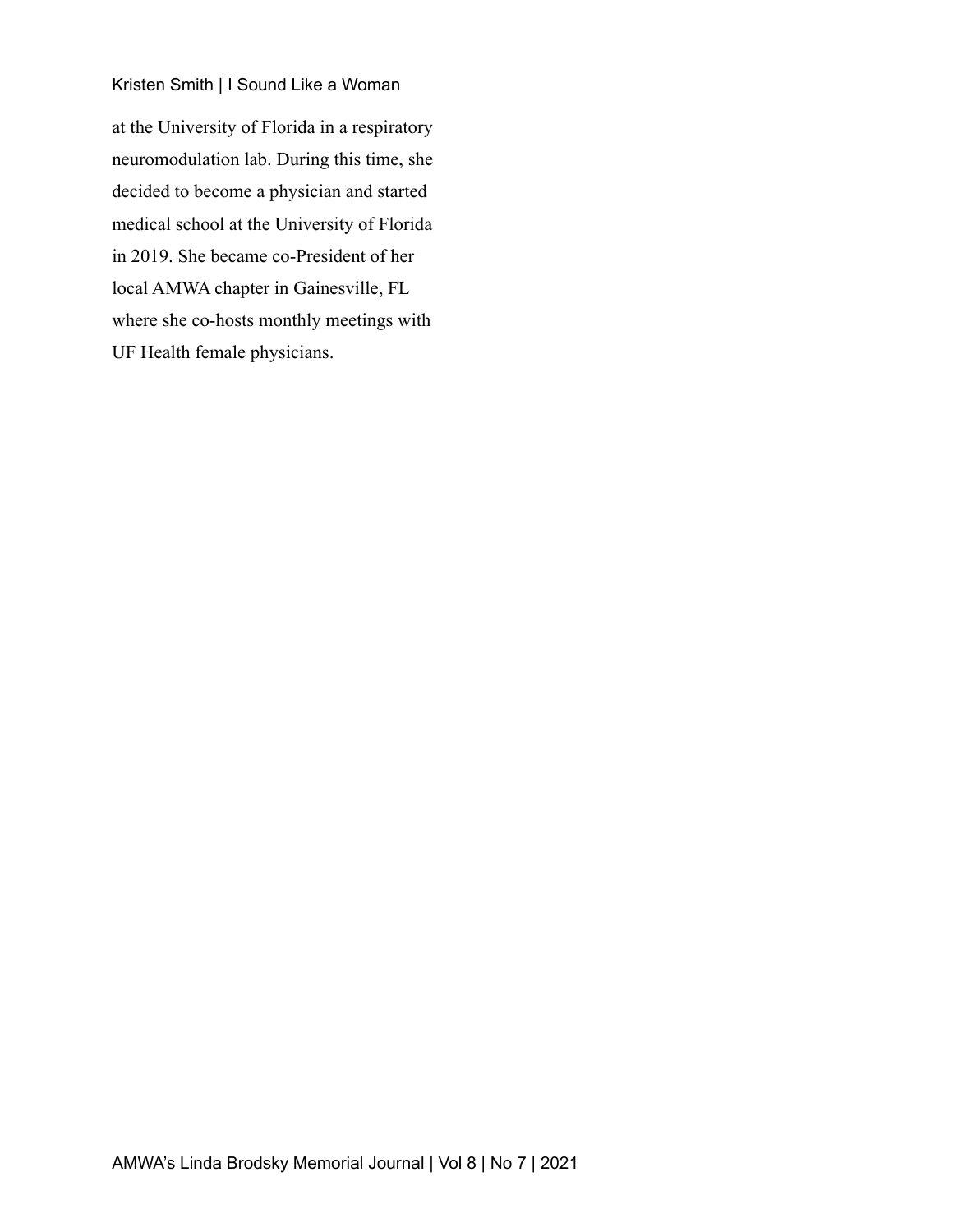at the University of Florida in a respiratory neuromodulation lab. During this time, she decided to become a physician and started medical school at the University of Florida in 2019. She became co-President of her local AMWA chapter in Gainesville, FL where she co-hosts monthly meetings with UF Health female physicians.